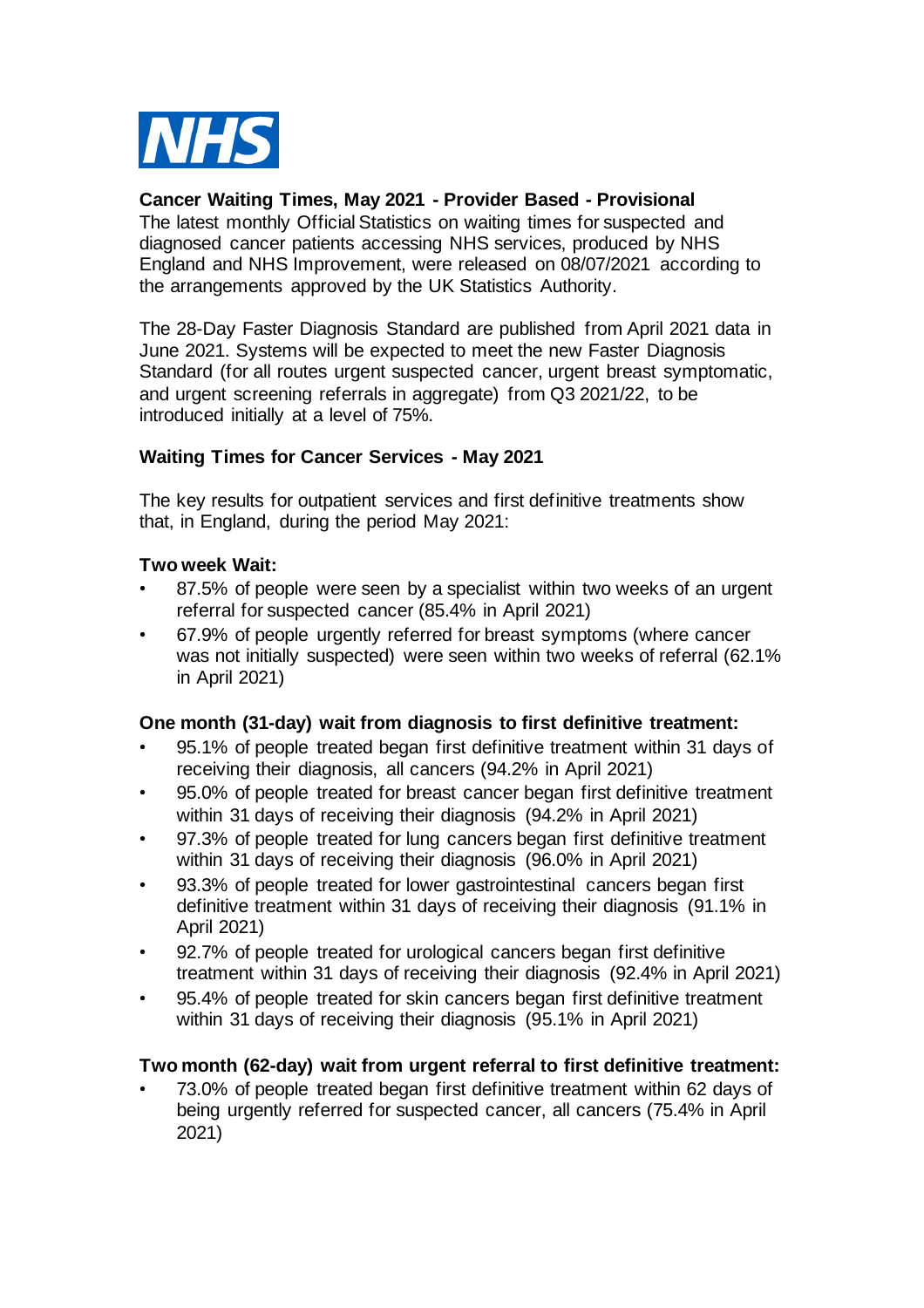NHS

**Cancer Waiting Times, May 2021 - Provider Based - Provisional**
The latest monthly Official Statistics on waiting times for suspected and diagnosed cancer patients accessing NHS services, produced by NHS England and NHS Improvement, were released on 08/07/2021 according to the arrangements approved by the UK Statistics Authority.

The 28-Day Faster Diagnosis Standard are published from April 2021 data in June 2021. Systems will be expected to meet the new Faster Diagnosis Standard (for all routes urgent suspected cancer, urgent breast symptomatic, and urgent screening referrals in aggregate) from Q3 2021/22, to be introduced initially at a level of 75%.

**Waiting Times for Cancer Services - May 2021**

The key results for outpatient services and first definitive treatments show that, in England, during the period May 2021:

**Two week Wait:**

- 87.5% of people were seen by a specialist within two weeks of an urgent referral for suspected cancer (85.4% in April 2021)
- 67.9% of people urgently referred for breast symptoms (where cancer was not initially suspected) were seen within two weeks of referral (62.1% in April 2021)

**One month (31-day) wait from diagnosis to first definitive treatment:**

- 95.1% of people treated began first definitive treatment within 31 days of receiving their diagnosis, all cancers (94.2% in April 2021)
- 95.0% of people treated for breast cancer began first definitive treatment within 31 days of receiving their diagnosis (94.2% in April 2021)
- 97.3% of people treated for lung cancers began first definitive treatment within 31 days of receiving their diagnosis (96.0% in April 2021)
- 93.3% of people treated for lower gastrointestinal cancers began first definitive treatment within 31 days of receiving their diagnosis (91.1% in April 2021)
- 92.7% of people treated for urological cancers began first definitive treatment within 31 days of receiving their diagnosis (92.4% in April 2021)
- 95.4% of people treated for skin cancers began first definitive treatment within 31 days of receiving their diagnosis (95.1% in April 2021)

**Two month (62-day) wait from urgent referral to first definitive treatment:**

- 73.0% of people treated began first definitive treatment within 62 days of being urgently referred for suspected cancer, all cancers (75.4% in April 2021)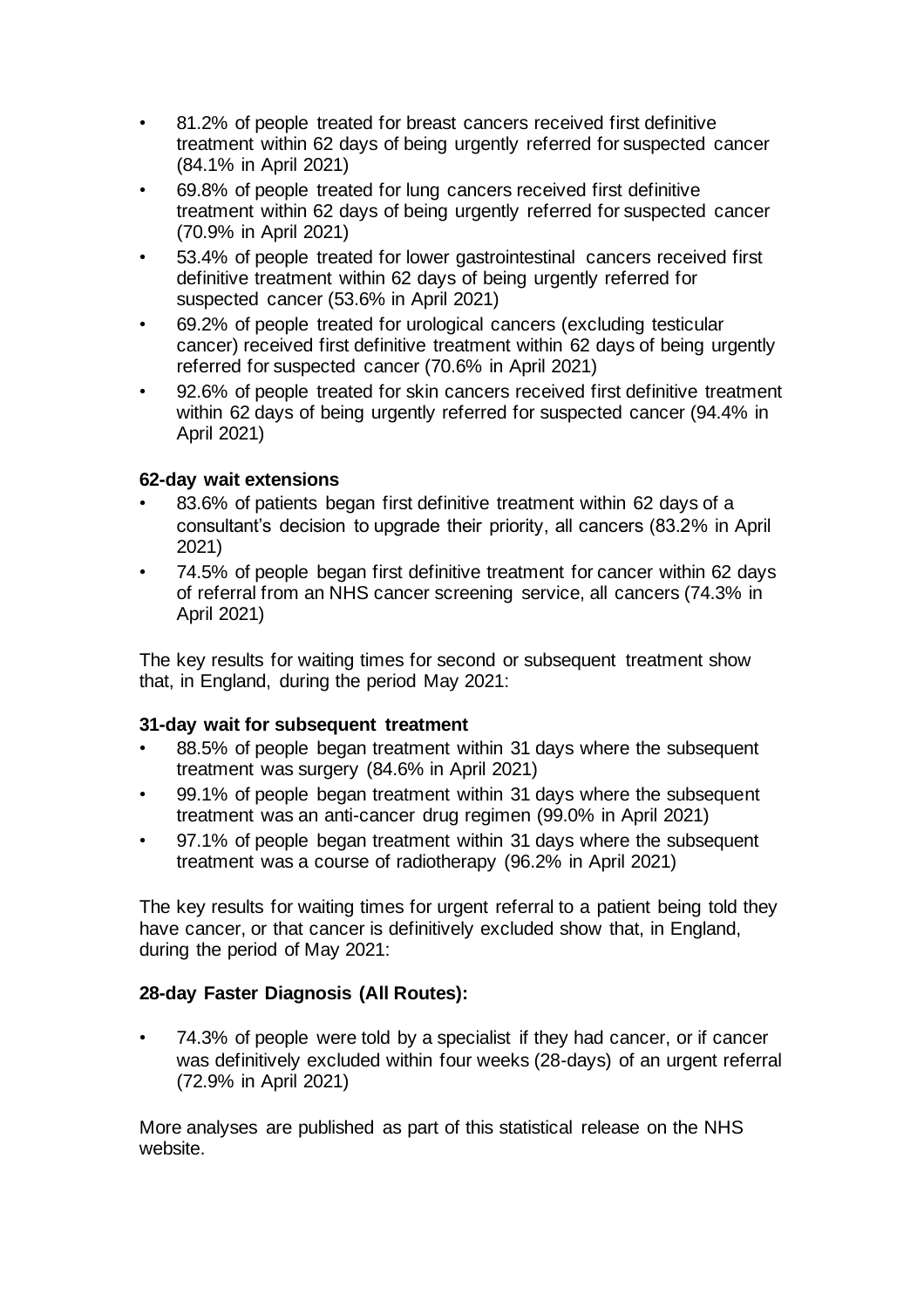- 81.2% of people treated for breast cancers received first definitive treatment within 62 days of being urgently referred for suspected cancer (84.1% in April 2021)
- 69.8% of people treated for lung cancers received first definitive treatment within 62 days of being urgently referred for suspected cancer (70.9% in April 2021)
- 53.4% of people treated for lower gastrointestinal cancers received first definitive treatment within 62 days of being urgently referred for suspected cancer (53.6% in April 2021)
- 69.2% of people treated for urological cancers (excluding testicular cancer) received first definitive treatment within 62 days of being urgently referred for suspected cancer (70.6% in April 2021)
- 92.6% of people treated for skin cancers received first definitive treatment within 62 days of being urgently referred for suspected cancer (94.4% in April 2021)

**62-day wait extensions**

- 83.6% of patients began first definitive treatment within 62 days of a consultant's decision to upgrade their priority, all cancers (83.2% in April 2021)
- 74.5% of people began first definitive treatment for cancer within 62 days of referral from an NHS cancer screening service, all cancers (74.3% in April 2021)

The key results for waiting times for second or subsequent treatment show that, in England, during the period May 2021:

**31-day wait for subsequent treatment**

- 88.5% of people began treatment within 31 days where the subsequent treatment was surgery (84.6% in April 2021)
- 99.1% of people began treatment within 31 days where the subsequent treatment was an anti-cancer drug regimen (99.0% in April 2021)
- 97.1% of people began treatment within 31 days where the subsequent treatment was a course of radiotherapy (96.2% in April 2021)

The key results for waiting times for urgent referral to a patient being told they have cancer, or that cancer is definitively excluded show that, in England, during the period of May 2021:

**28-day Faster Diagnosis (All Routes):**

- 74.3% of people were told by a specialist if they had cancer, or if cancer was definitively excluded within four weeks (28-days) of an urgent referral (72.9% in April 2021)

More analyses are published as part of this statistical release on the NHS website.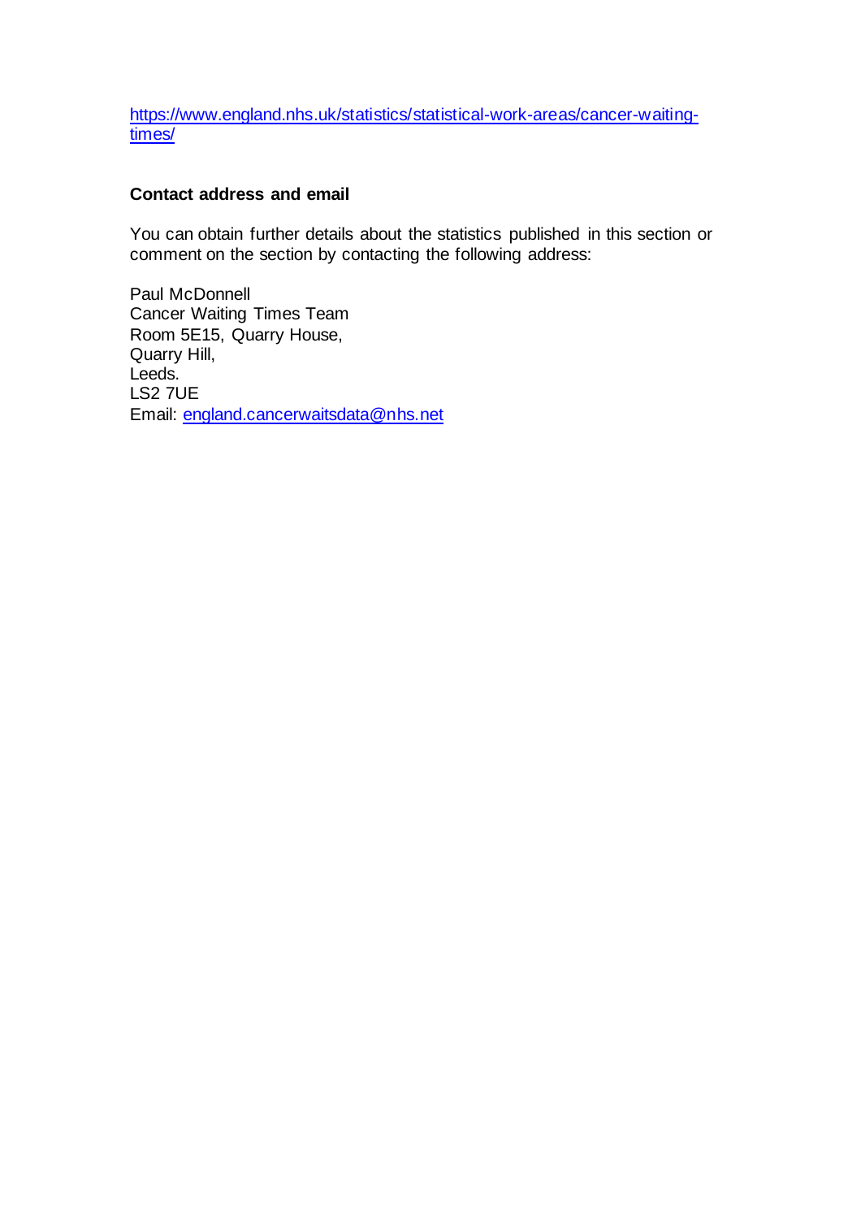https://www.england.nhs.uk/statistics/statistical-work-areas/cancer-waiting-times/

**Contact address and email**

You can obtain further details about the statistics published in this section or comment on the section by contacting the following address:

Paul McDonnell
Cancer Waiting Times Team
Room 5E15, Quarry House,
Quarry Hill,
Leeds.
LS2 7UE
Email: england.cancerwaitsdata@nhs.net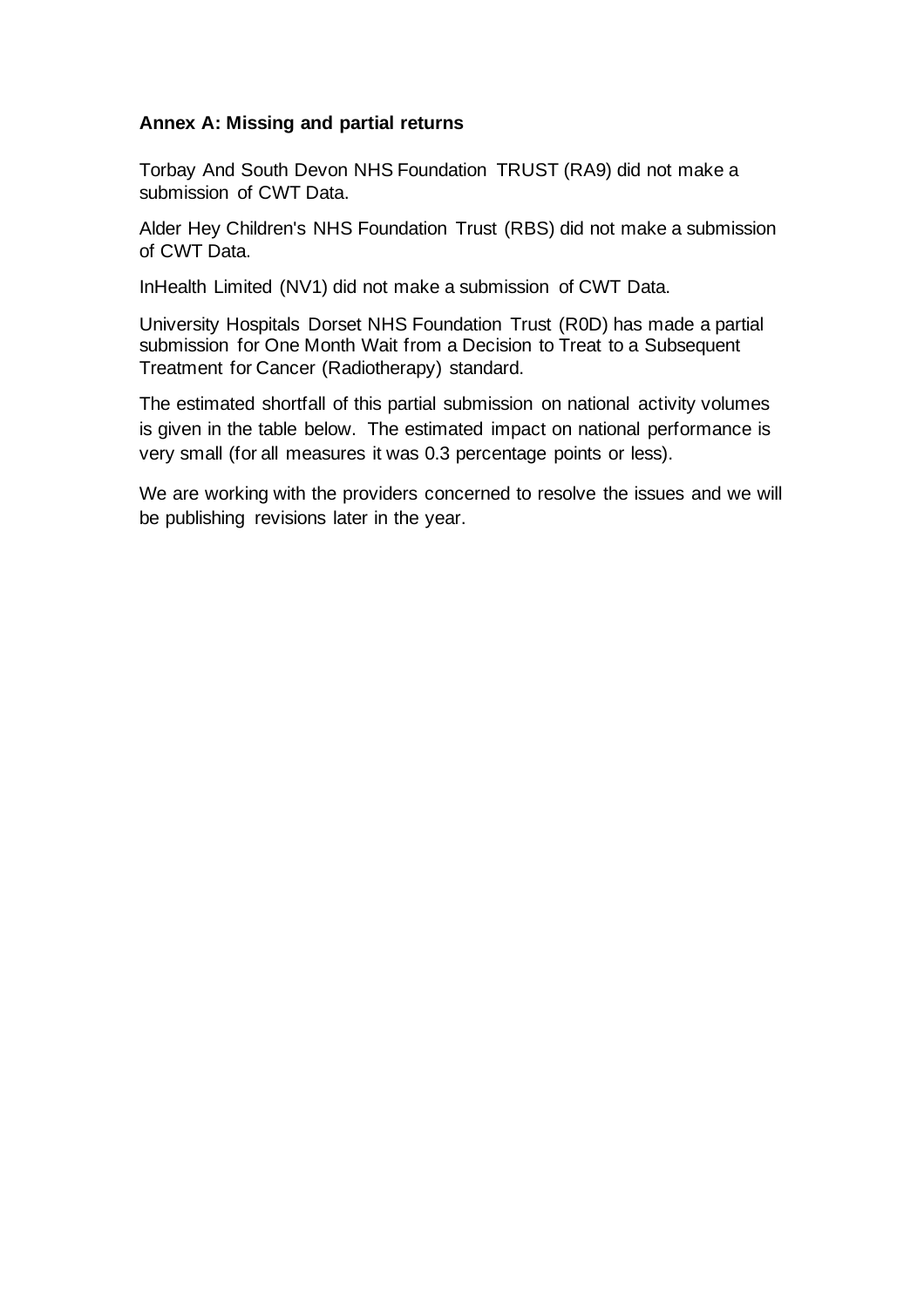## Annex A: Missing and partial returns

Torbay And South Devon NHS Foundation TRUST (RA9) did not make a submission of CWT Data.

Alder Hey Children's NHS Foundation Trust (RBS) did not make a submission of CWT Data.

InHealth Limited (NV1) did not make a submission of CWT Data.

University Hospitals Dorset NHS Foundation Trust (R0D) has made a partial submission for One Month Wait from a Decision to Treat to a Subsequent Treatment for Cancer (Radiotherapy) standard.

The estimated shortfall of this partial submission on national activity volumes is given in the table below. The estimated impact on national performance is very small (for all measures it was 0.3 percentage points or less).

We are working with the providers concerned to resolve the issues and we will be publishing revisions later in the year.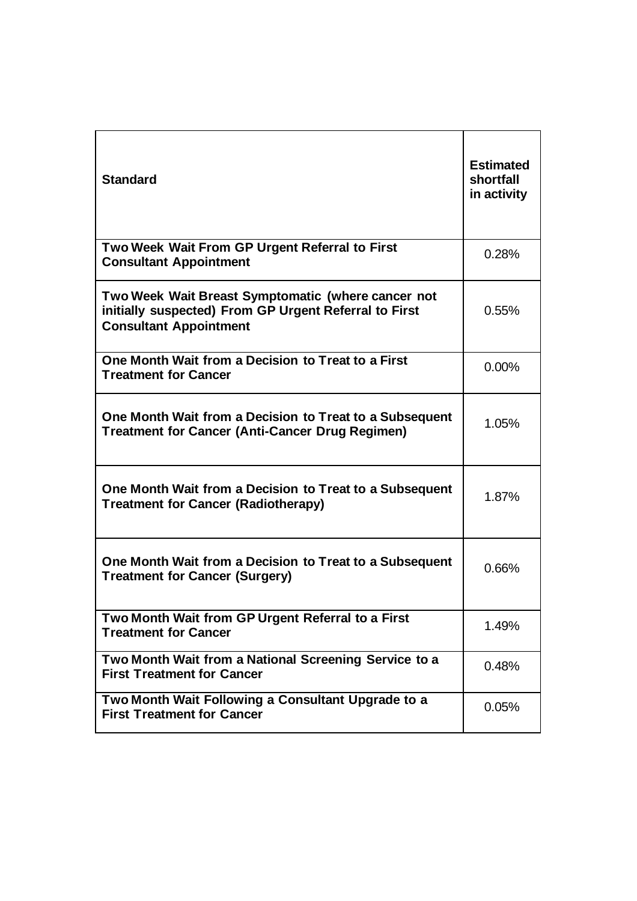| **Standard** | **Estimated shortfall in activity** |
|---|---|
| **Two Week Wait From GP Urgent Referral to First Consultant Appointment** | 0.28% |
| **Two Week Wait Breast Symptomatic (where cancer not initially suspected) From GP Urgent Referral to First Consultant Appointment** | 0.55% |
| **One Month Wait from a Decision to Treat to a First Treatment for Cancer** | 0.00% |
| **One Month Wait from a Decision to Treat to a Subsequent Treatment for Cancer (Anti-Cancer Drug Regimen)** | 1.05% |
| **One Month Wait from a Decision to Treat to a Subsequent Treatment for Cancer (Radiotherapy)** | 1.87% |
| **One Month Wait from a Decision to Treat to a Subsequent Treatment for Cancer (Surgery)** | 0.66% |
| **Two Month Wait from GP Urgent Referral to a First Treatment for Cancer** | 1.49% |
| **Two Month Wait from a National Screening Service to a First Treatment for Cancer** | 0.48% |
| **Two Month Wait Following a Consultant Upgrade to a First Treatment for Cancer** | 0.05% |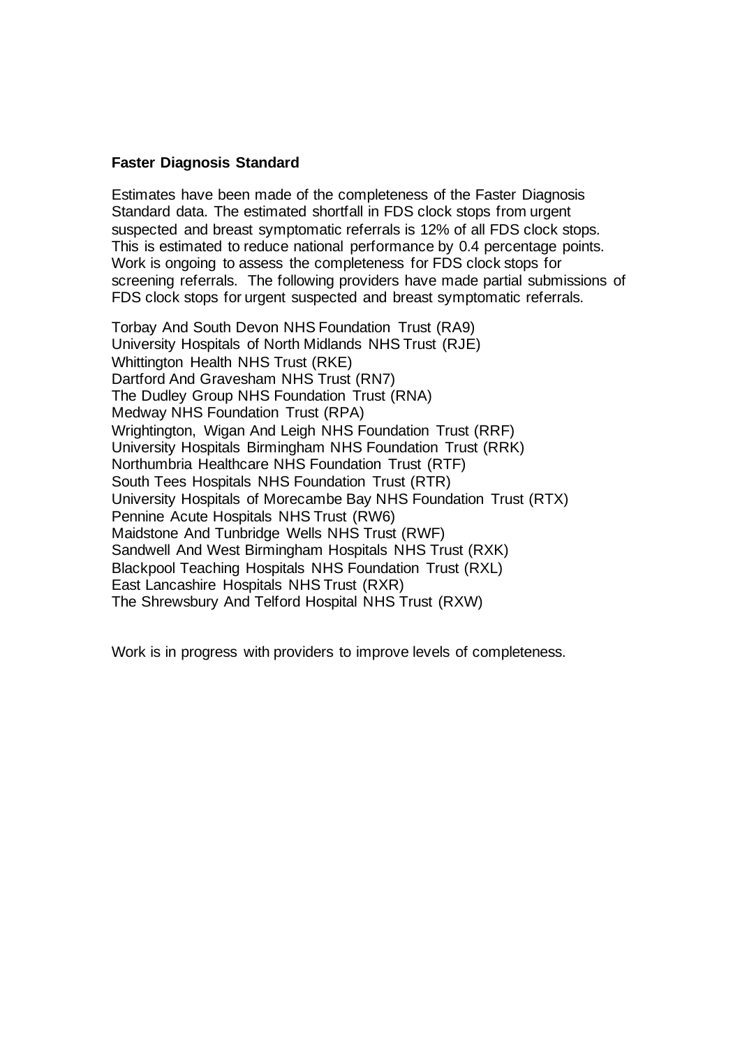**Faster Diagnosis Standard**

Estimates have been made of the completeness of the Faster Diagnosis Standard data. The estimated shortfall in FDS clock stops from urgent suspected and breast symptomatic referrals is 12% of all FDS clock stops. This is estimated to reduce national performance by 0.4 percentage points. Work is ongoing to assess the completeness for FDS clock stops for screening referrals. The following providers have made partial submissions of FDS clock stops for urgent suspected and breast symptomatic referrals.

Torbay And South Devon NHS Foundation Trust (RA9)
University Hospitals of North Midlands NHS Trust (RJE)
Whittington Health NHS Trust (RKE)
Dartford And Gravesham NHS Trust (RN7)
The Dudley Group NHS Foundation Trust (RNA)
Medway NHS Foundation Trust (RPA)
Wrightington, Wigan And Leigh NHS Foundation Trust (RRF)
University Hospitals Birmingham NHS Foundation Trust (RRK)
Northumbria Healthcare NHS Foundation Trust (RTF)
South Tees Hospitals NHS Foundation Trust (RTR)
University Hospitals of Morecambe Bay NHS Foundation Trust (RTX)
Pennine Acute Hospitals NHS Trust (RW6)
Maidstone And Tunbridge Wells NHS Trust (RWF)
Sandwell And West Birmingham Hospitals NHS Trust (RXK)
Blackpool Teaching Hospitals NHS Foundation Trust (RXL)
East Lancashire Hospitals NHS Trust (RXR)
The Shrewsbury And Telford Hospital NHS Trust (RXW)

Work is in progress with providers to improve levels of completeness.